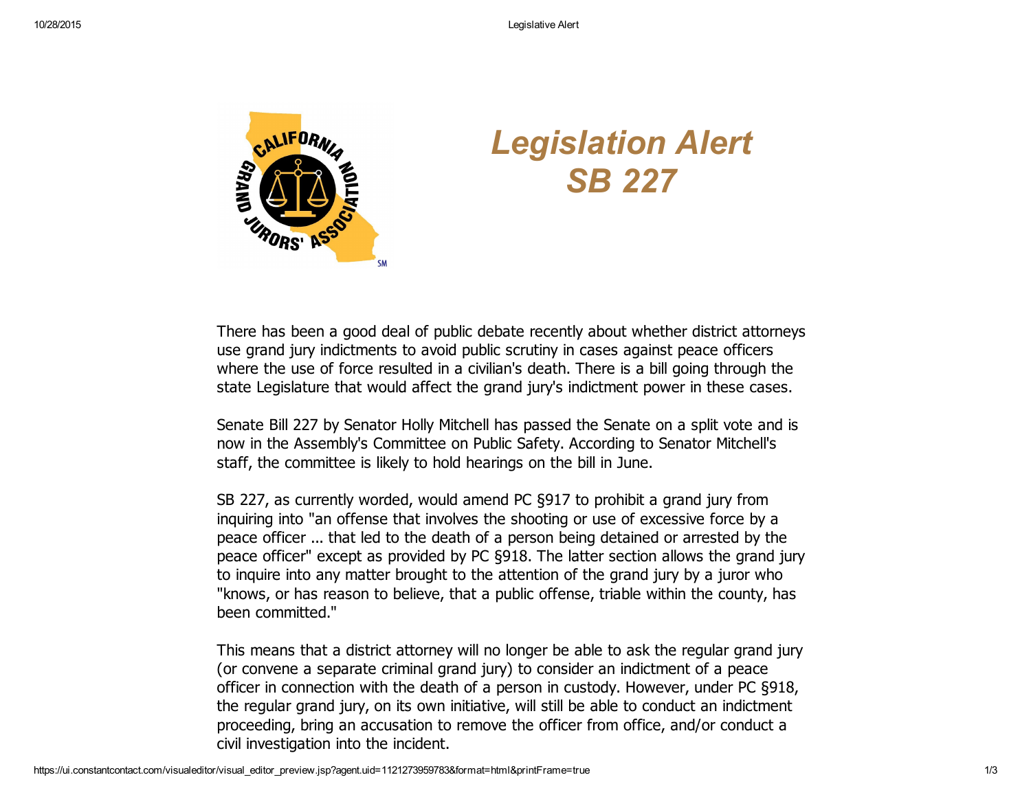# Legislation Alert
# SB 227

There has been a good deal of public debate recently about whether district attorneys use grand jury indictments to avoid public scrutiny in cases against peace officers where the use of force resulted in a civilian's death. There is a bill going through the state Legislature that would affect the grand jury's indictment power in these cases.

Senate Bill 227 by Senator Holly Mitchell has passed the Senate on a split vote and is now in the Assembly's Committee on Public Safety. According to Senator Mitchell's staff, the committee is likely to hold hearings on the bill in June.

SB 227, as currently worded, would amend PC §917 to prohibit a grand jury from inquiring into "an offense that involves the shooting or use of excessive force by a peace officer ... that led to the death of a person being detained or arrested by the peace officer" except as provided by PC §918. The latter section allows the grand jury to inquire into any matter brought to the attention of the grand jury by a juror who "knows, or has reason to believe, that a public offense, triable within the county, has been committed."

This means that a district attorney will no longer be able to ask the regular grand jury (or convene a separate criminal grand jury) to consider an indictment of a peace officer in connection with the death of a person in custody. However, under PC §918, the regular grand jury, on its own initiative, will still be able to conduct an indictment proceeding, bring an accusation to remove the officer from office, and/or conduct a civil investigation into the incident.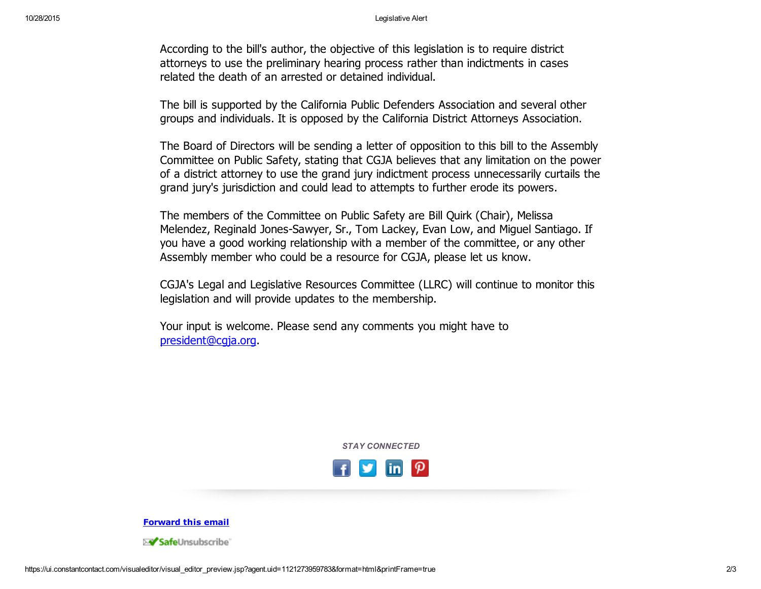According to the bill's author, the objective of this legislation is to require district attorneys to use the preliminary hearing process rather than indictments in cases related the death of an arrested or detained individual.

The bill is supported by the California Public Defenders Association and several other groups and individuals. It is opposed by the California District Attorneys Association.

The Board of Directors will be sending a letter of opposition to this bill to the Assembly Committee on Public Safety, stating that CGJA believes that any limitation on the power of a district attorney to use the grand jury indictment process unnecessarily curtails the grand jury's jurisdiction and could lead to attempts to further erode its powers.

The members of the Committee on Public Safety are Bill Quirk (Chair), Melissa Melendez, Reginald Jones-Sawyer, Sr., Tom Lackey, Evan Low, and Miguel Santiago. If you have a good working relationship with a member of the committee, or any other Assembly member who could be a resource for CGJA, please let us know.

CGJA's Legal and Legislative Resources Committee (LLRC) will continue to monitor this legislation and will provide updates to the membership.

Your input is welcome. Please send any comments you might have to [president@cgja.org](mailto:president@cgja.org).

*STAY CONNECTED*

**Forward this email**

SafeUnsubscribe™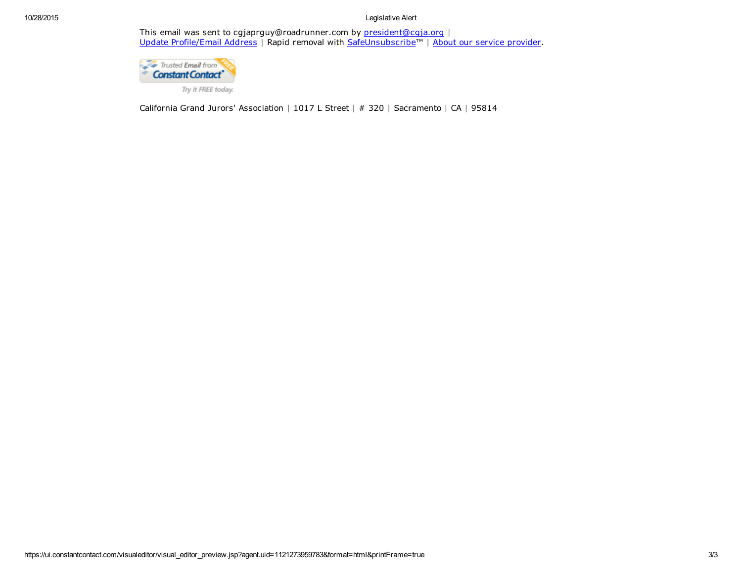This email was sent to cgjaprguy@roadrunner.com by president@cgja.org | Update Profile/Email Address | Rapid removal with SafeUnsubscribe™ | About our service provider.

Trusted Email from Constant Contact FREE

Try it FREE today.

California Grand Jurors' Association | 1017 L Street | # 320 | Sacramento | CA | 95814